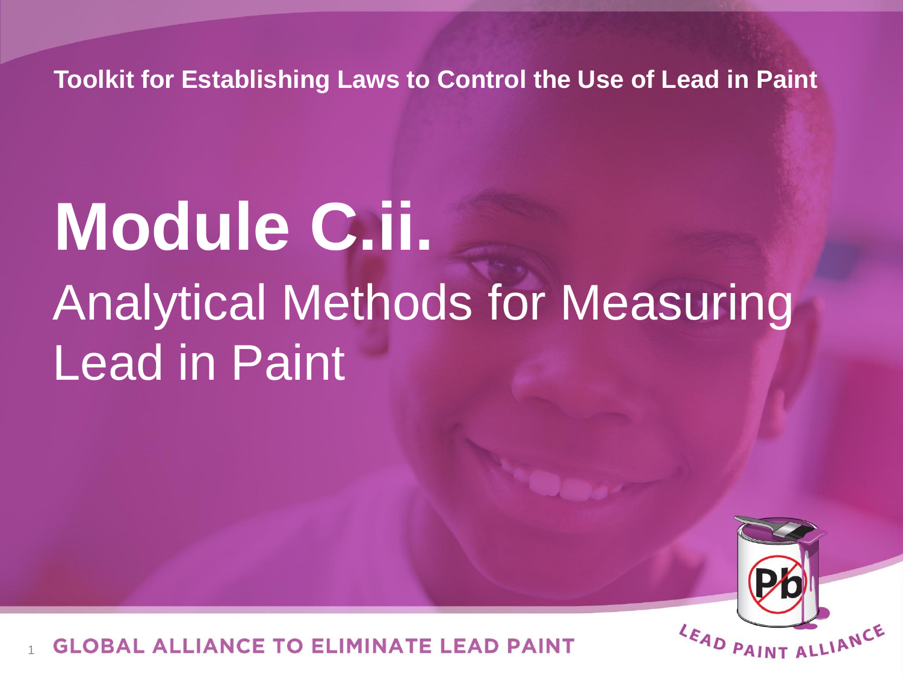Toolkit for Establishing Laws to Control the Use of Lead in Paint

# Module C.ii.

## Analytical Methods for Measuring Lead in Paint

GLOBAL ALLIANCE TO ELIMINATE LEAD PAINT

LEAD PAINT ALLIANCE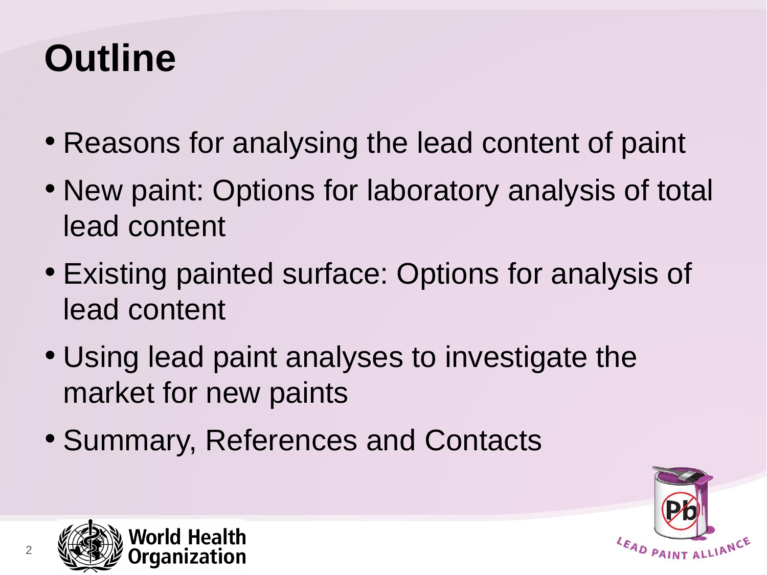# Outline

- Reasons for analysing the lead content of paint
- New paint: Options for laboratory analysis of total lead content
- Existing painted surface: Options for analysis of lead content
- Using lead paint analyses to investigate the market for new paints
- Summary, References and Contacts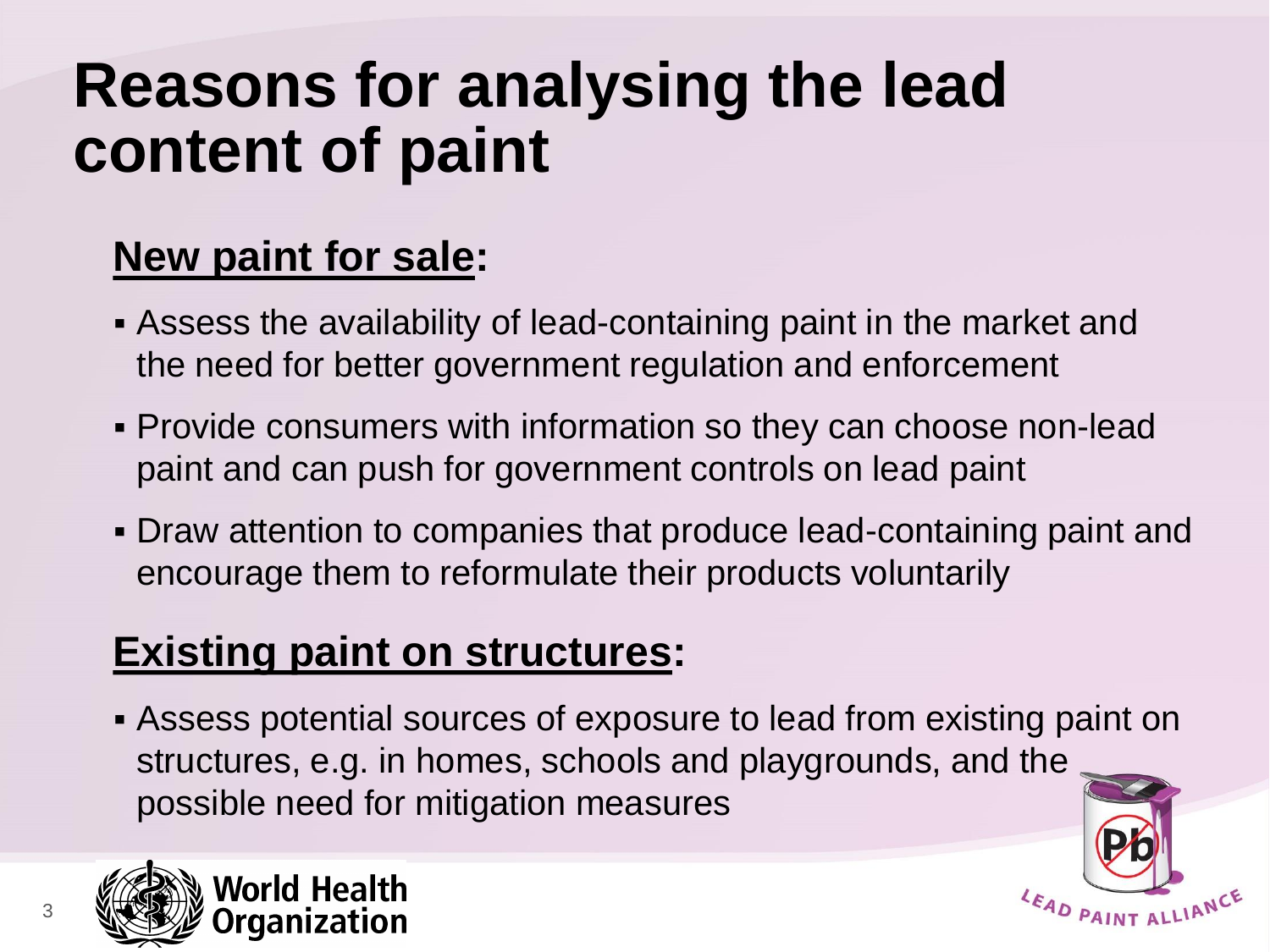# Reasons for analysing the lead content of paint

## New paint for sale:

- Assess the availability of lead-containing paint in the market and the need for better government regulation and enforcement
- Provide consumers with information so they can choose non-lead paint and can push for government controls on lead paint
- Draw attention to companies that produce lead-containing paint and encourage them to reformulate their products voluntarily

## Existing paint on structures:

- Assess potential sources of exposure to lead from existing paint on structures, e.g. in homes, schools and playgrounds, and the possible need for mitigation measures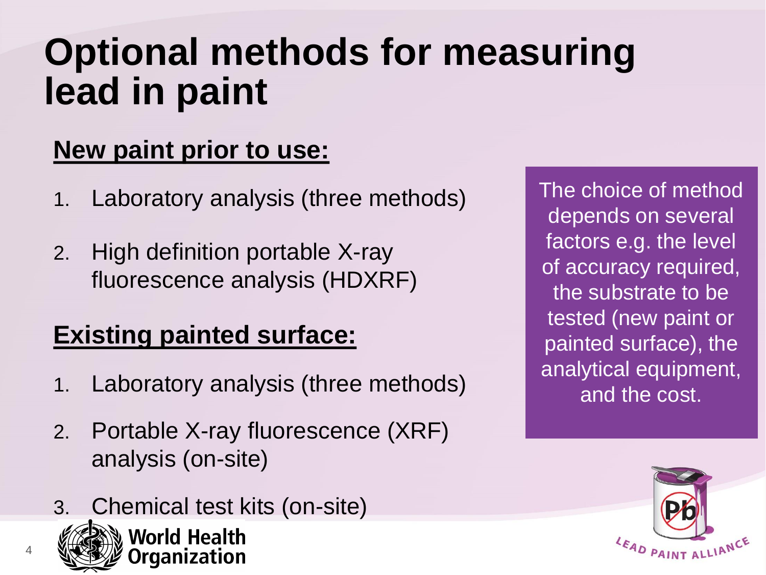# Optional methods for measuring lead in paint

## New paint prior to use:

1. Laboratory analysis (three methods)
2. High definition portable X-ray fluorescence analysis (HDXRF)

## Existing painted surface:

1. Laboratory analysis (three methods)
2. Portable X-ray fluorescence (XRF) analysis (on-site)
3. Chemical test kits (on-site)

The choice of method depends on several factors e.g. the level of accuracy required, the substrate to be tested (new paint or painted surface), the analytical equipment, and the cost.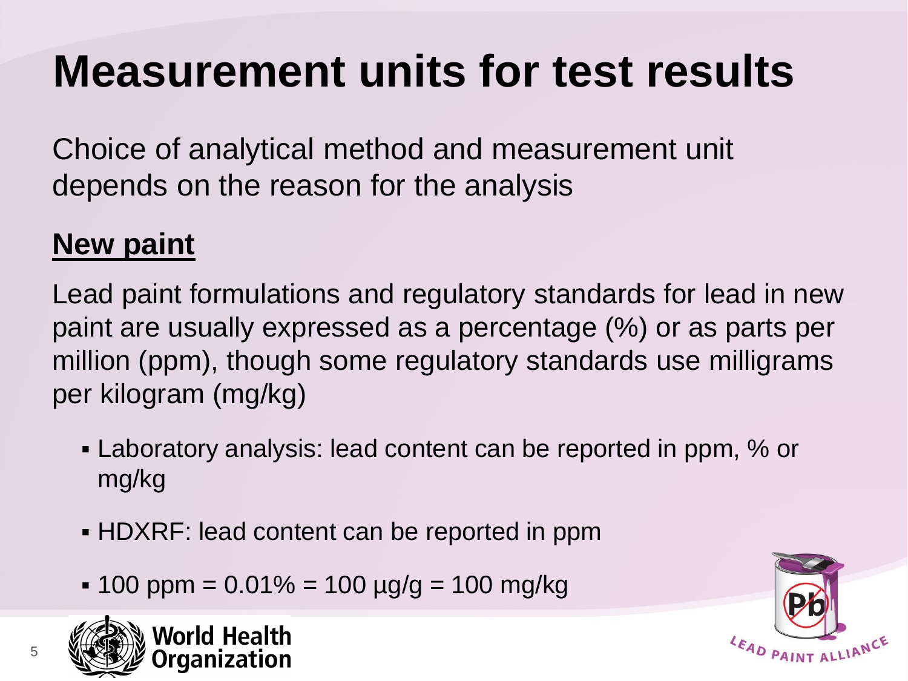# Measurement units for test results

Choice of analytical method and measurement unit depends on the reason for the analysis

## New paint

Lead paint formulations and regulatory standards for lead in new paint are usually expressed as a percentage (%) or as parts per million (ppm), though some regulatory standards use milligrams per kilogram (mg/kg)

- Laboratory analysis: lead content can be reported in ppm, % or mg/kg
- HDXRF: lead content can be reported in ppm
- 100 ppm = 0.01% = 100 µg/g = 100 mg/kg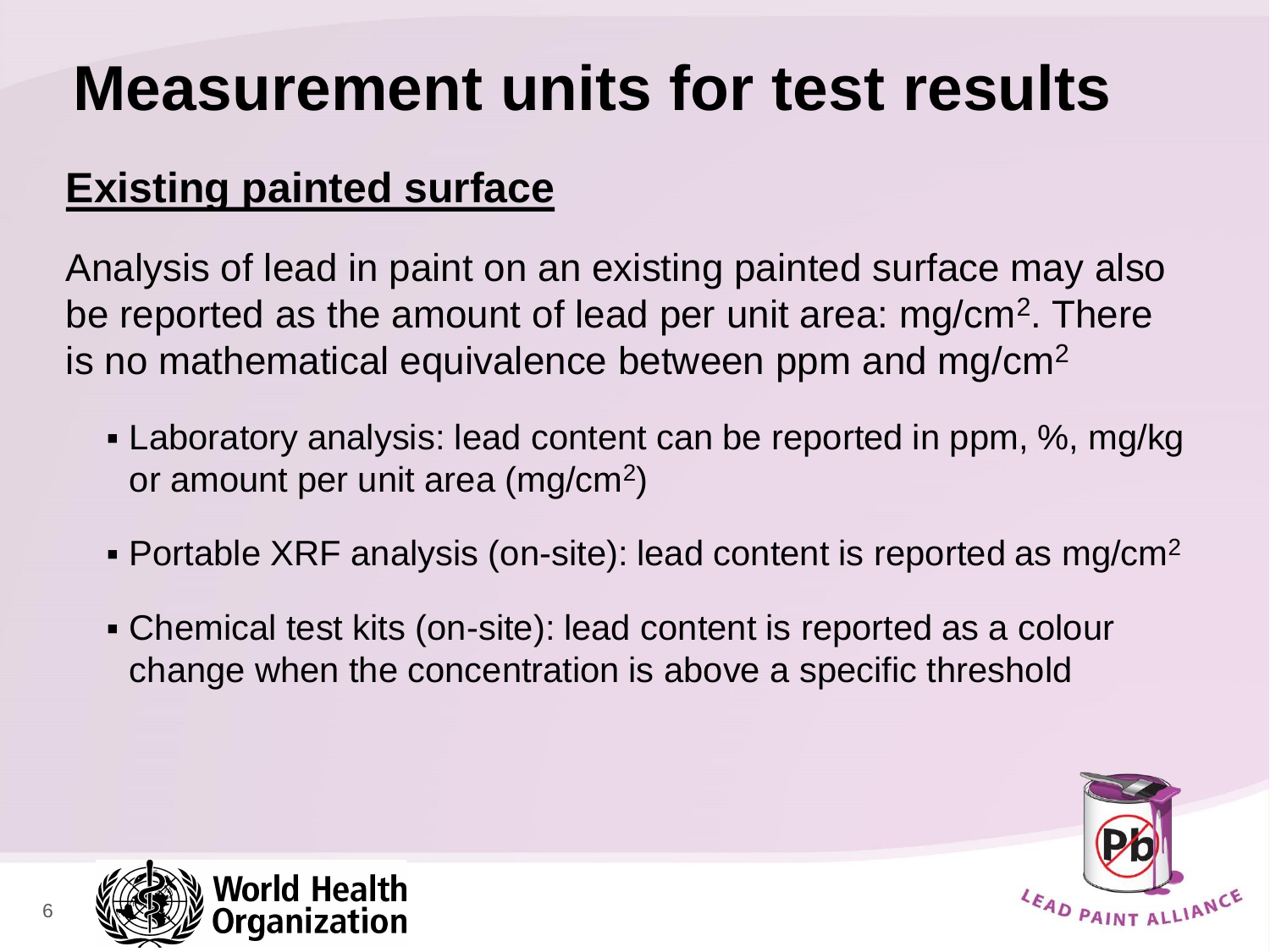# Measurement units for test results

## Existing painted surface

Analysis of lead in paint on an existing painted surface may also be reported as the amount of lead per unit area: $mg/cm^2$. There is no mathematical equivalence between ppm and $mg/cm^2$

- Laboratory analysis: lead content can be reported in ppm, %, mg/kg or amount per unit area ($mg/cm^2$)
- Portable XRF analysis (on-site): lead content is reported as $mg/cm^2$
- Chemical test kits (on-site): lead content is reported as a colour change when the concentration is above a specific threshold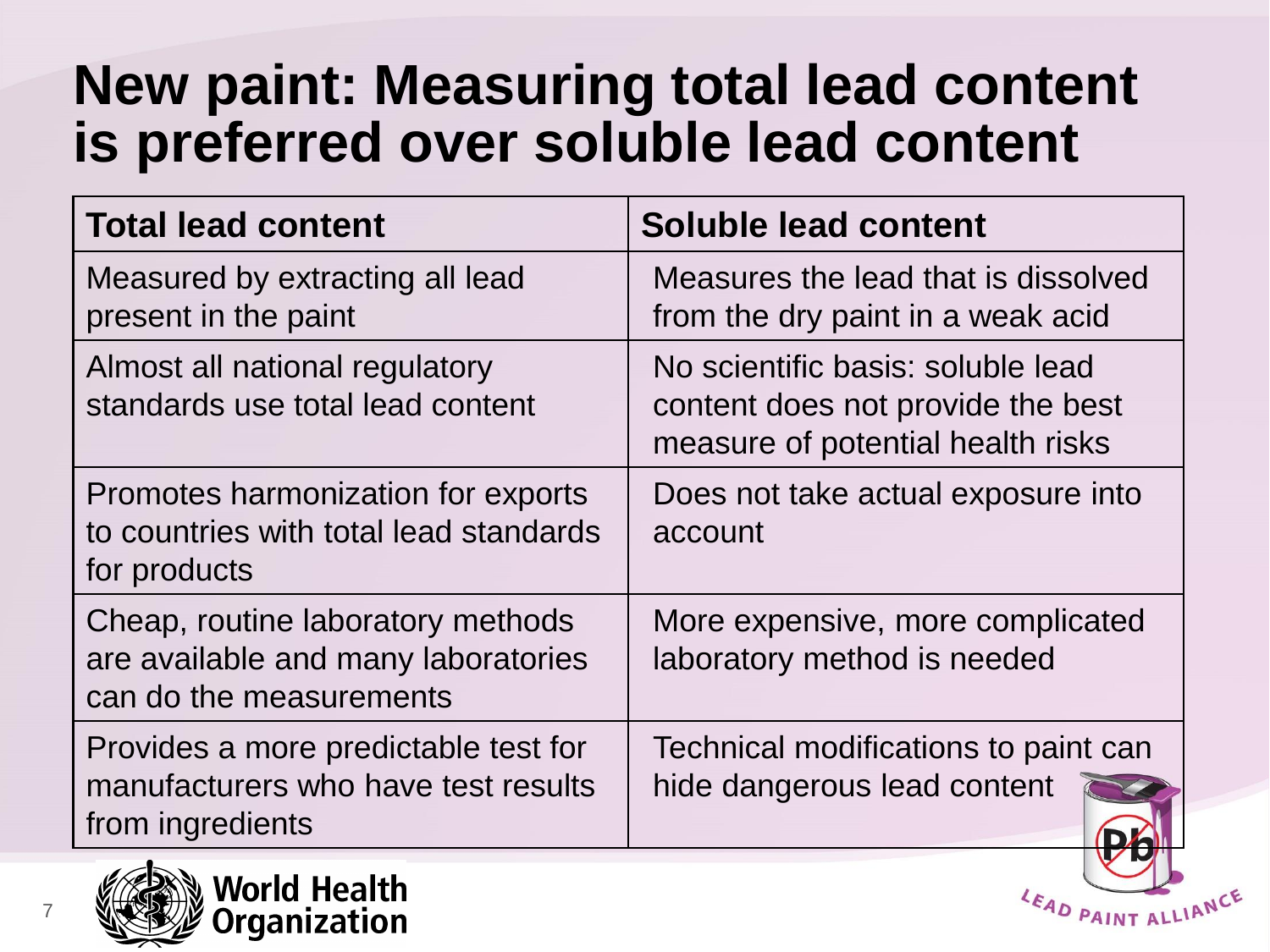# New paint: Measuring total lead content is preferred over soluble lead content

| Total lead content | Soluble lead content |
|---|---|
| Measured by extracting all lead present in the paint | Measures the lead that is dissolved from the dry paint in a weak acid |
| Almost all national regulatory standards use total lead content | No scientific basis: soluble lead content does not provide the best measure of potential health risks |
| Promotes harmonization for exports to countries with total lead standards for products | Does not take actual exposure into account |
| Cheap, routine laboratory methods are available and many laboratories can do the measurements | More expensive, more complicated laboratory method is needed |
| Provides a more predictable test for manufacturers who have test results from ingredients | Technical modifications to paint can hide dangerous lead content |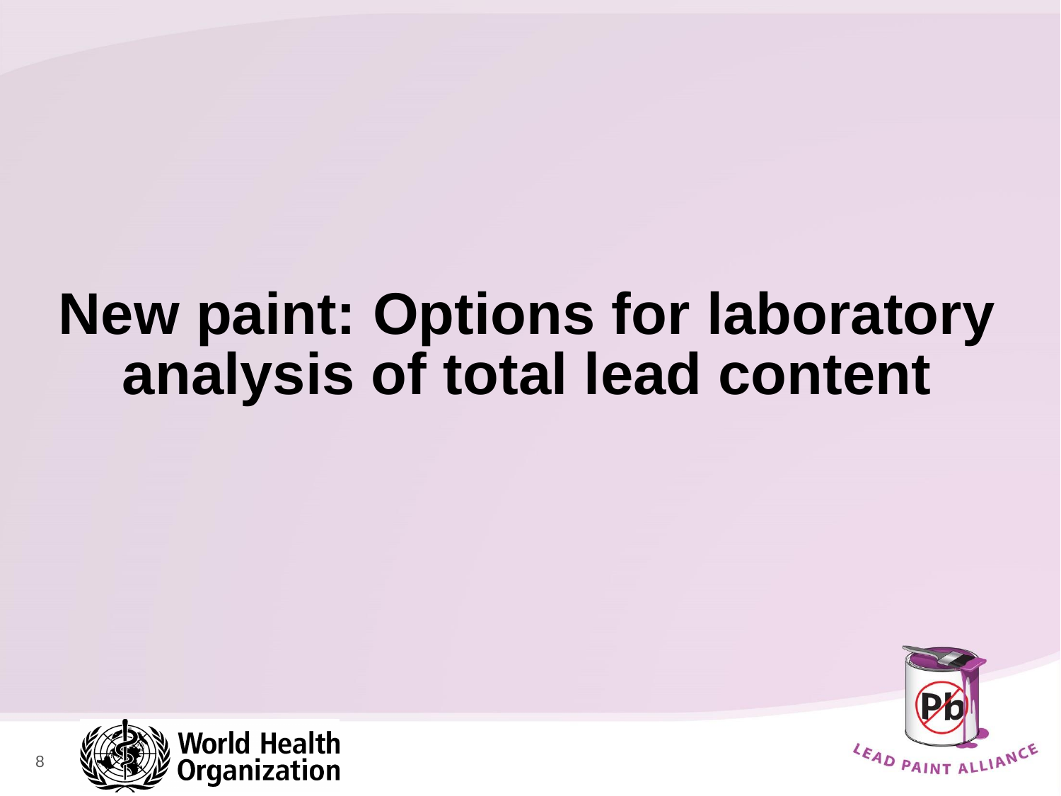# New paint: Options for laboratory analysis of total lead content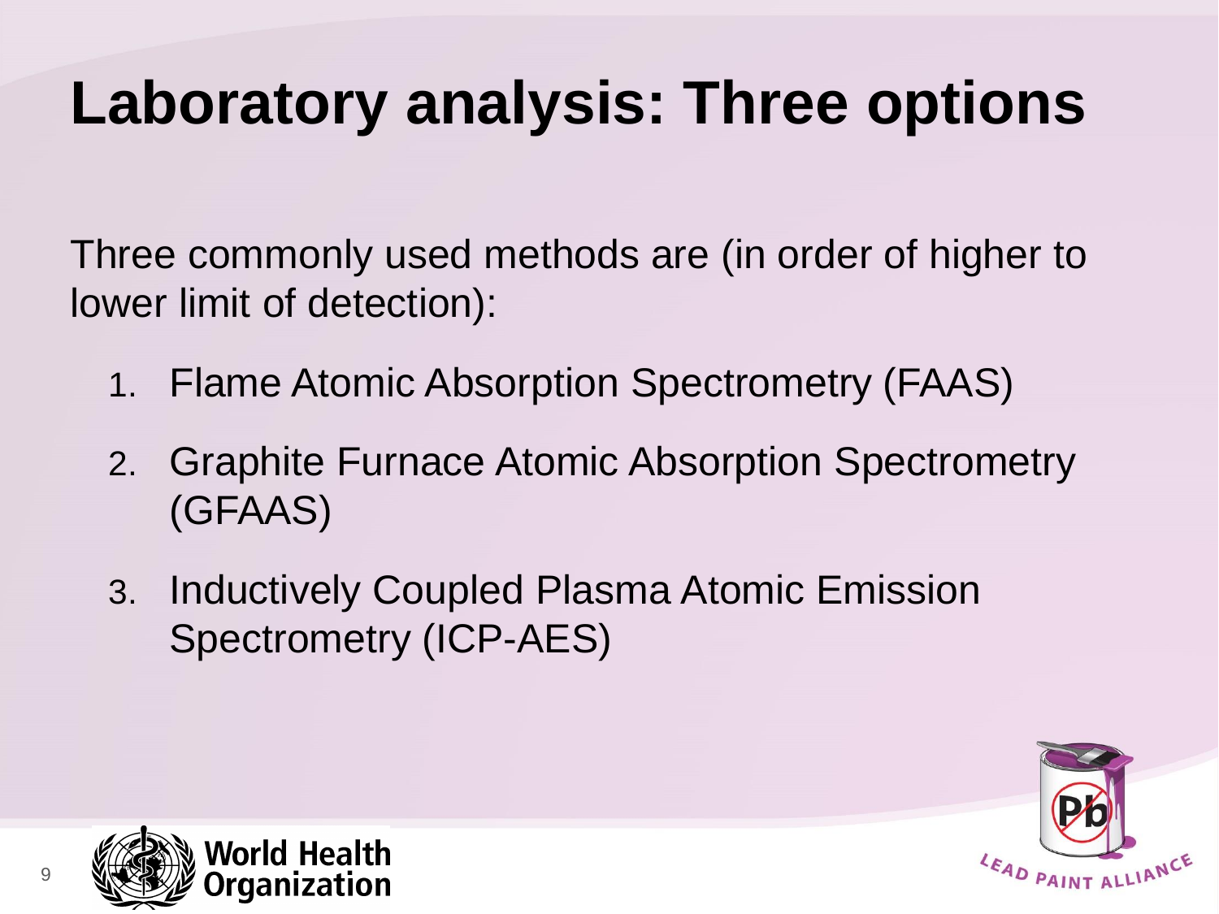# Laboratory analysis: Three options

Three commonly used methods are (in order of higher to lower limit of detection):

1. Flame Atomic Absorption Spectrometry (FAAS)
2. Graphite Furnace Atomic Absorption Spectrometry (GFAAS)
3. Inductively Coupled Plasma Atomic Emission Spectrometry (ICP-AES)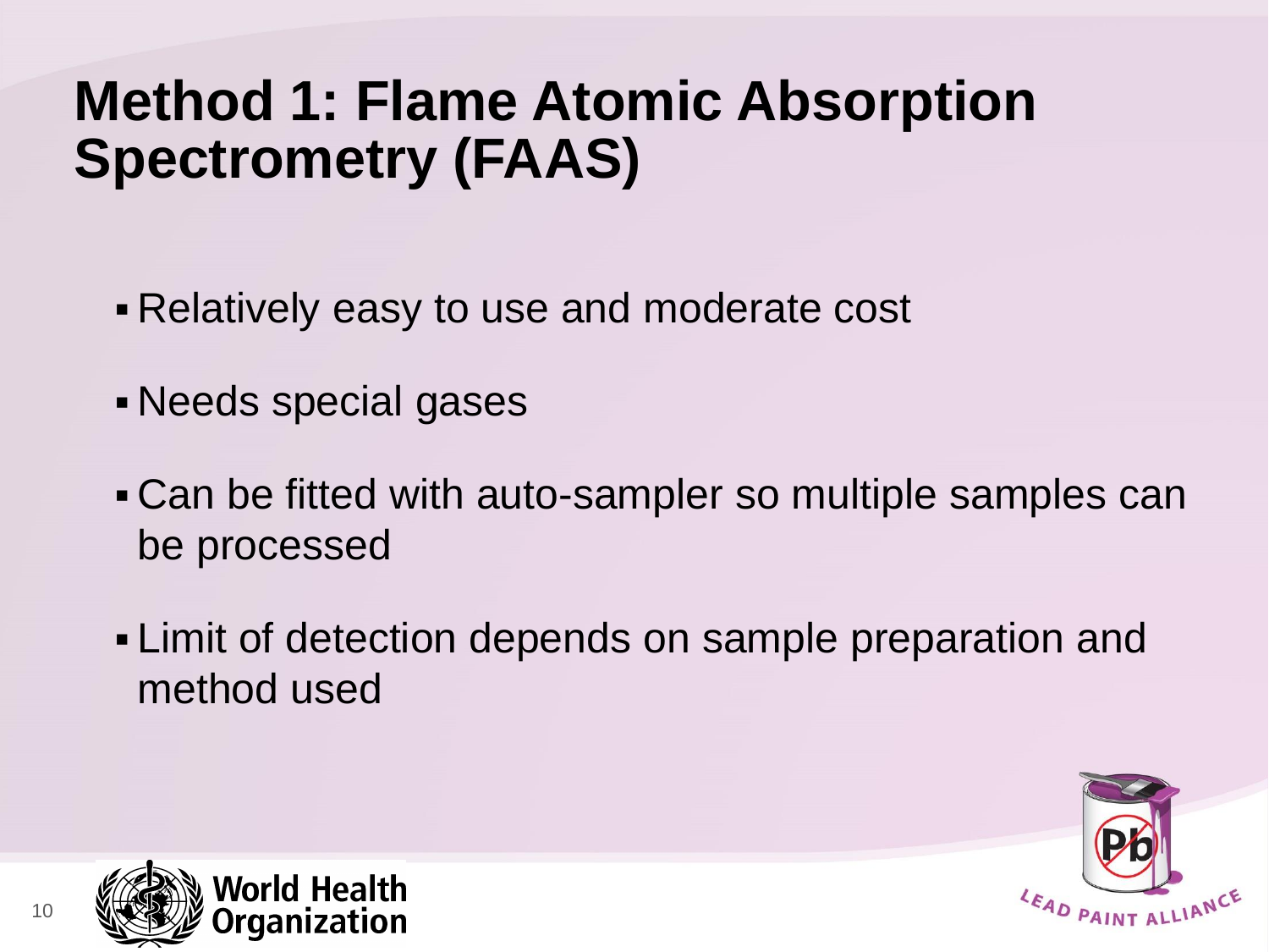# Method 1: Flame Atomic Absorption Spectrometry (FAAS)

- Relatively easy to use and moderate cost
- Needs special gases
- Can be fitted with auto-sampler so multiple samples can be processed
- Limit of detection depends on sample preparation and method used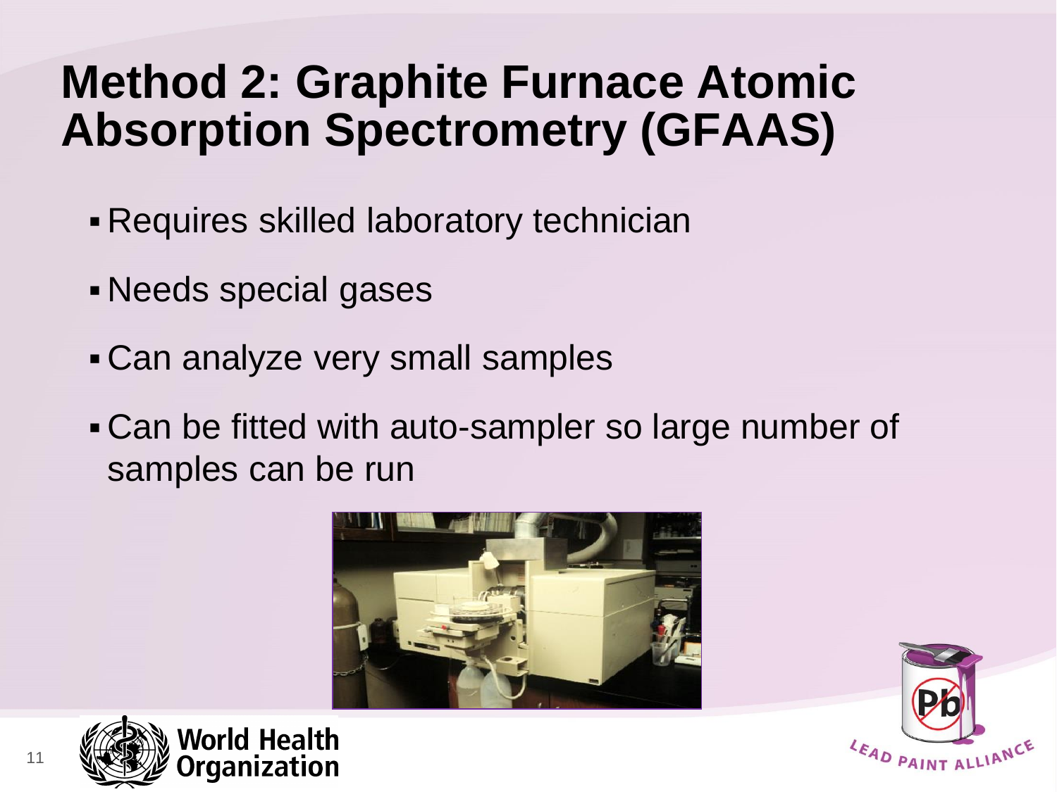# Method 2: Graphite Furnace Atomic Absorption Spectrometry (GFAAS)

- Requires skilled laboratory technician
- Needs special gases
- Can analyze very small samples
- Can be fitted with auto-sampler so large number of samples can be run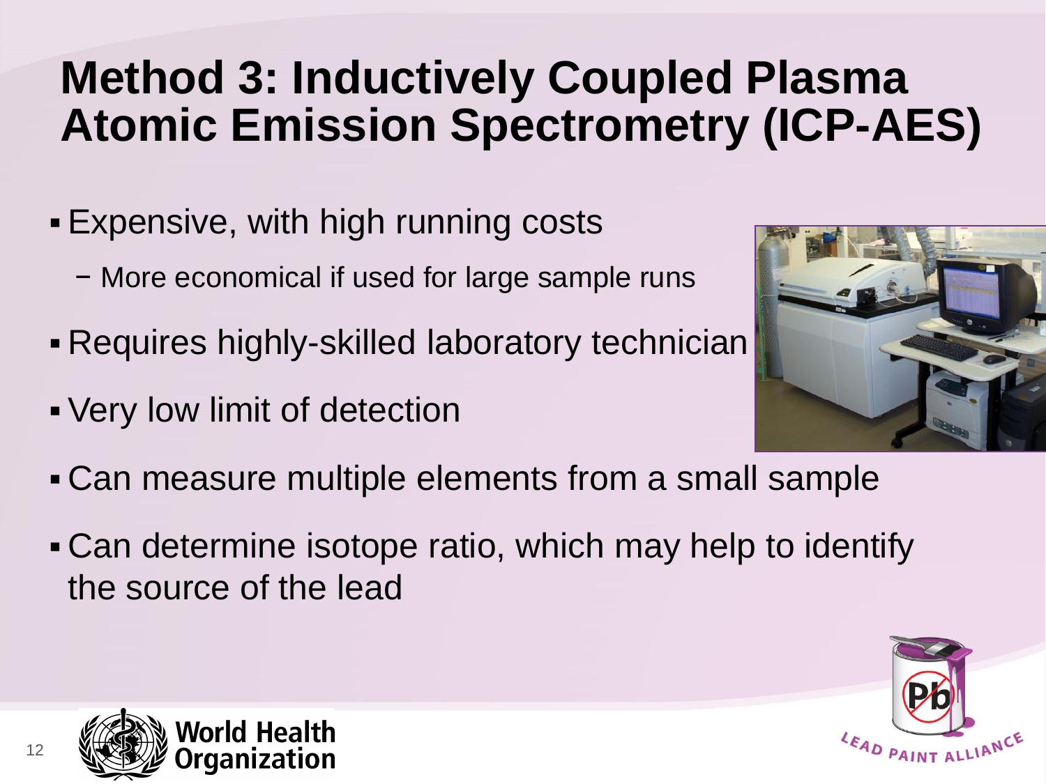# Method 3: Inductively Coupled Plasma Atomic Emission Spectrometry (ICP-AES)

- Expensive, with high running costs
  - More economical if used for large sample runs
- Requires highly-skilled laboratory technician
- Very low limit of detection
- Can measure multiple elements from a small sample
- Can determine isotope ratio, which may help to identify the source of the lead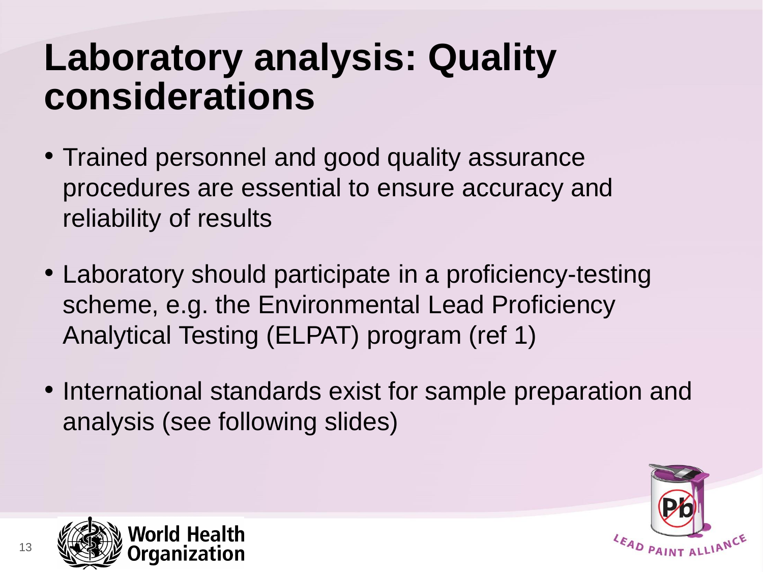# Laboratory analysis: Quality considerations

- Trained personnel and good quality assurance procedures are essential to ensure accuracy and reliability of results
- Laboratory should participate in a proficiency-testing scheme, e.g. the Environmental Lead Proficiency Analytical Testing (ELPAT) program (ref 1)
- International standards exist for sample preparation and analysis (see following slides)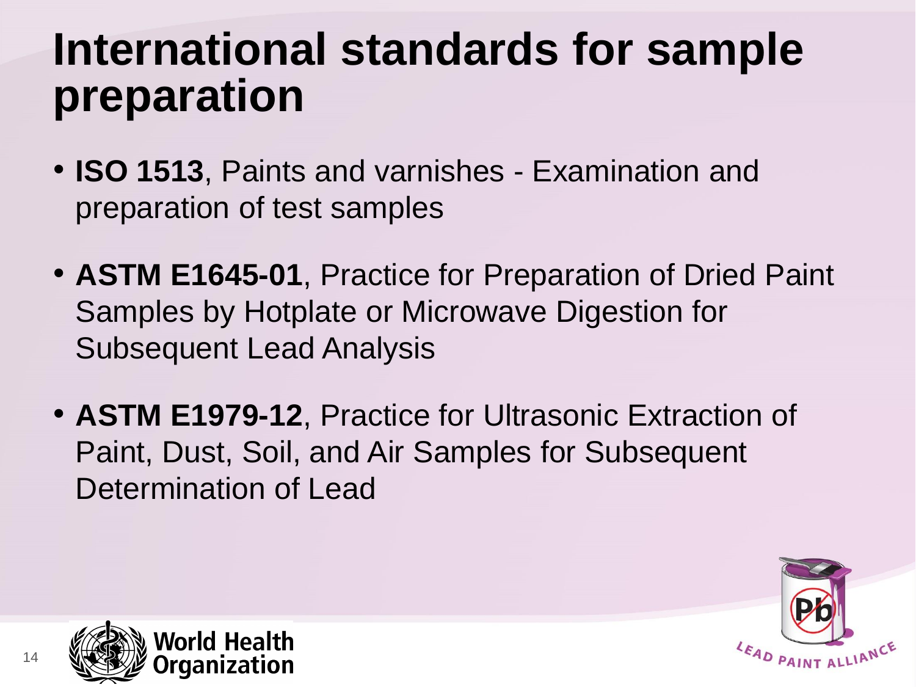# International standards for sample preparation

- **ISO 1513**, Paints and varnishes - Examination and preparation of test samples
- **ASTM E1645-01**, Practice for Preparation of Dried Paint Samples by Hotplate or Microwave Digestion for Subsequent Lead Analysis
- **ASTM E1979-12**, Practice for Ultrasonic Extraction of Paint, Dust, Soil, and Air Samples for Subsequent Determination of Lead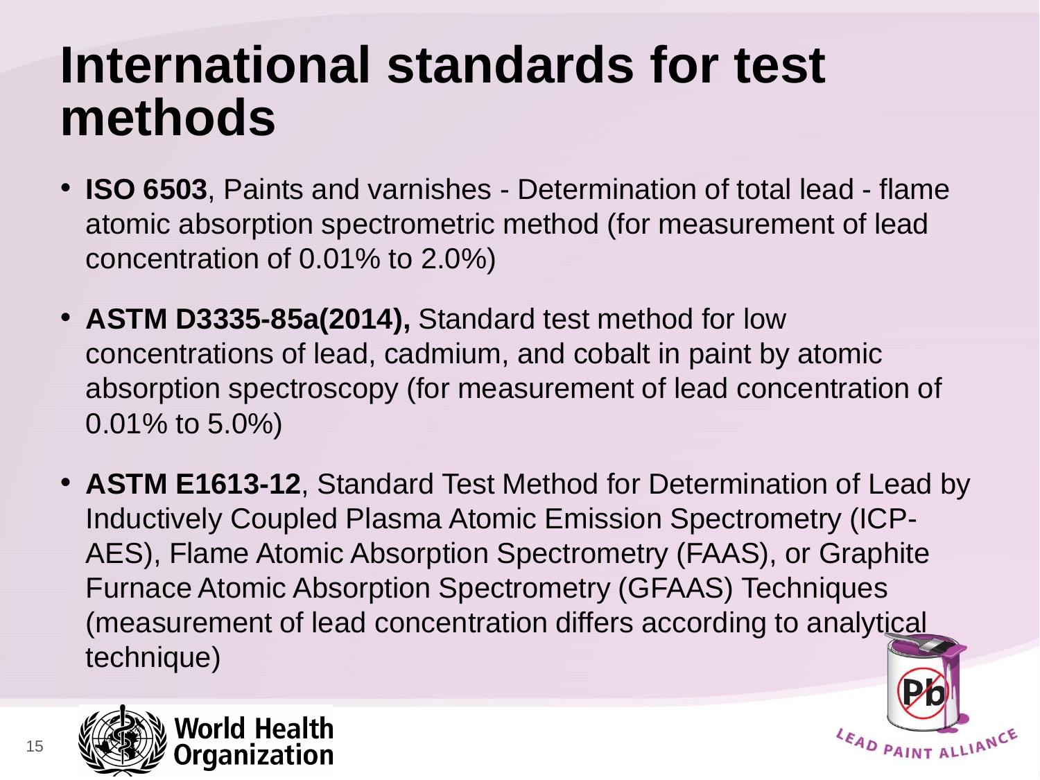# International standards for test methods

- **ISO 6503**, Paints and varnishes - Determination of total lead - flame atomic absorption spectrometric method (for measurement of lead concentration of 0.01% to 2.0%)
- **ASTM D3335-85a(2014),** Standard test method for low concentrations of lead, cadmium, and cobalt in paint by atomic absorption spectroscopy (for measurement of lead concentration of 0.01% to 5.0%)
- **ASTM E1613-12**, Standard Test Method for Determination of Lead by Inductively Coupled Plasma Atomic Emission Spectrometry (ICP-AES), Flame Atomic Absorption Spectrometry (FAAS), or Graphite Furnace Atomic Absorption Spectrometry (GFAAS) Techniques (measurement of lead concentration differs according to analytical technique)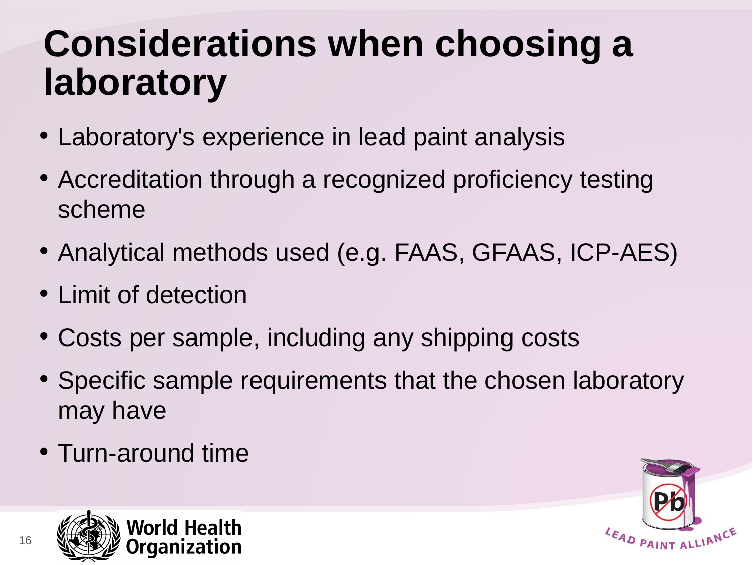# Considerations when choosing a laboratory

- Laboratory's experience in lead paint analysis
- Accreditation through a recognized proficiency testing scheme
- Analytical methods used (e.g. FAAS, GFAAS, ICP-AES)
- Limit of detection
- Costs per sample, including any shipping costs
- Specific sample requirements that the chosen laboratory may have
- Turn-around time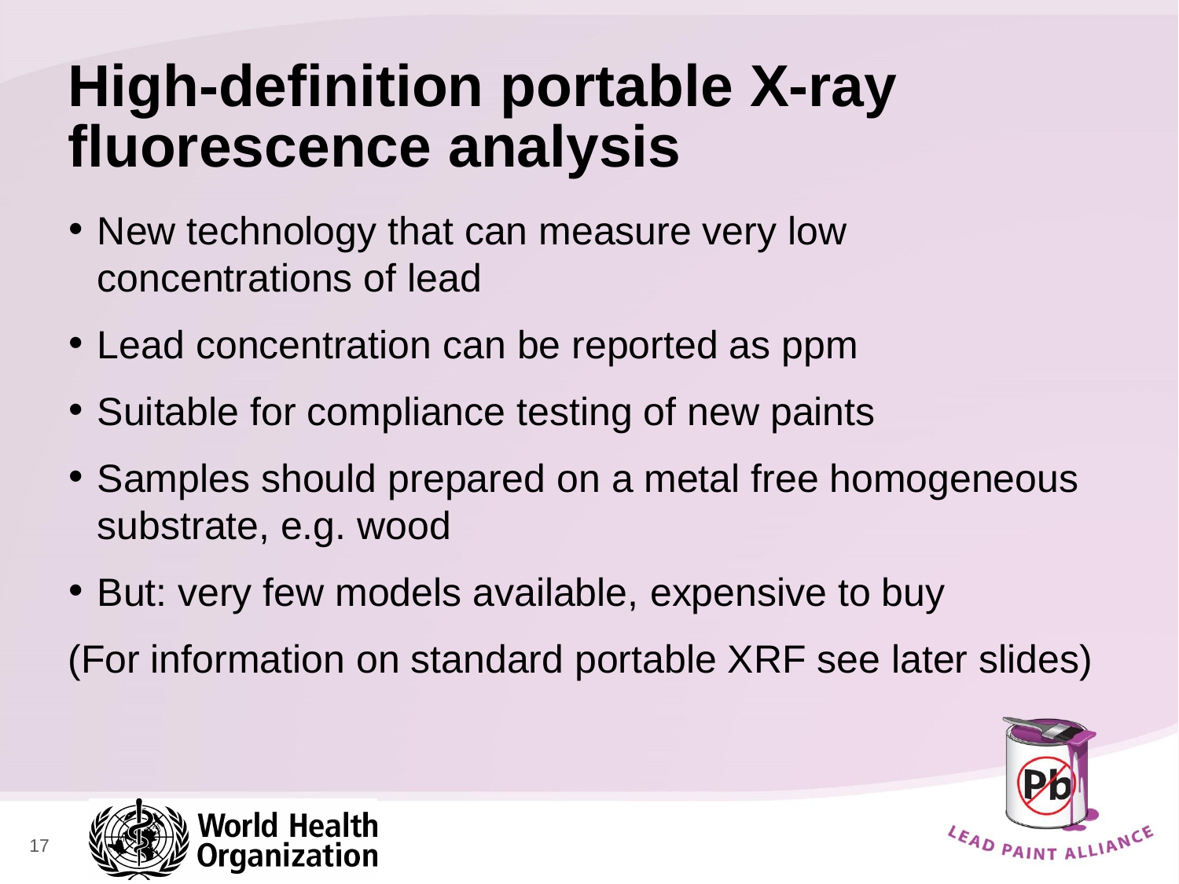# High-definition portable X-ray fluorescence analysis

- New technology that can measure very low concentrations of lead
- Lead concentration can be reported as ppm
- Suitable for compliance testing of new paints
- Samples should prepared on a metal free homogeneous substrate, e.g. wood
- But: very few models available, expensive to buy

(For information on standard portable XRF see later slides)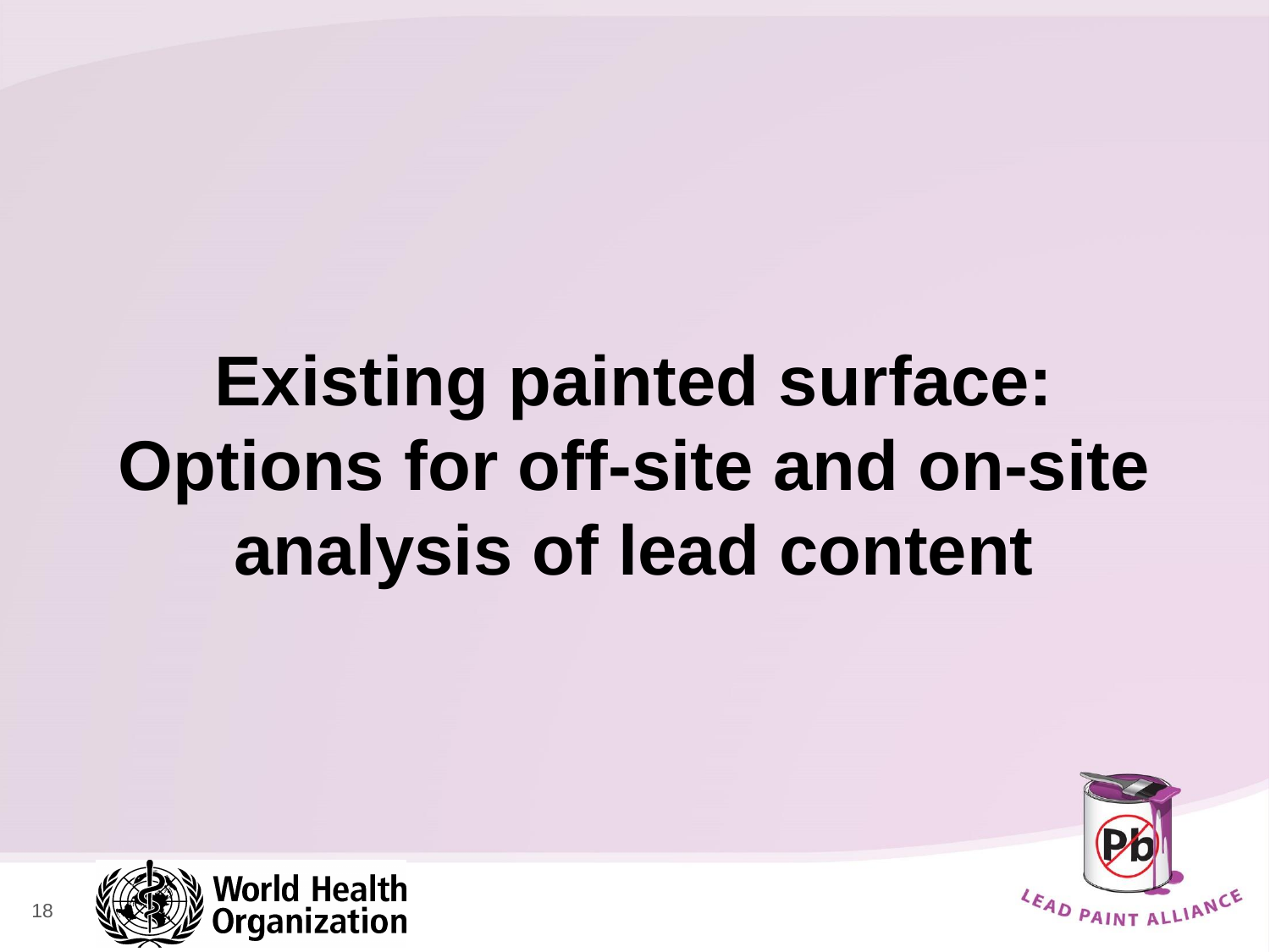# Existing painted surface: Options for off-site and on-site analysis of lead content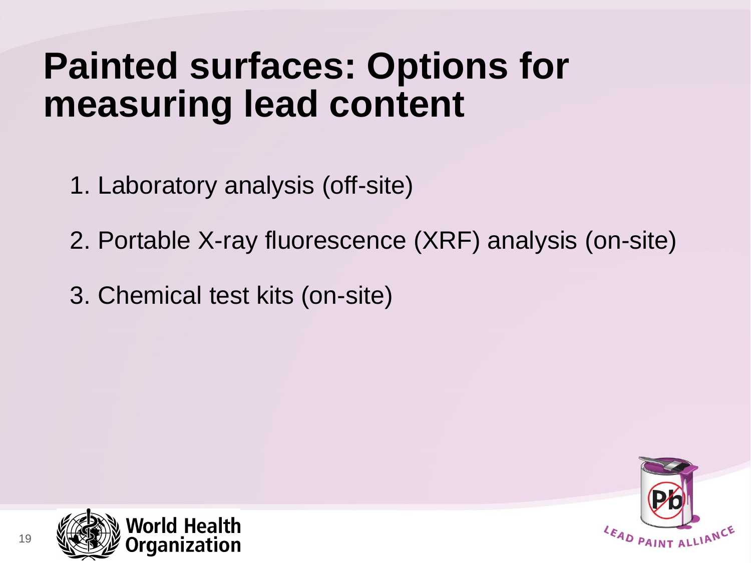# Painted surfaces: Options for measuring lead content

1. Laboratory analysis (off-site)
2. Portable X-ray fluorescence (XRF) analysis (on-site)
3. Chemical test kits (on-site)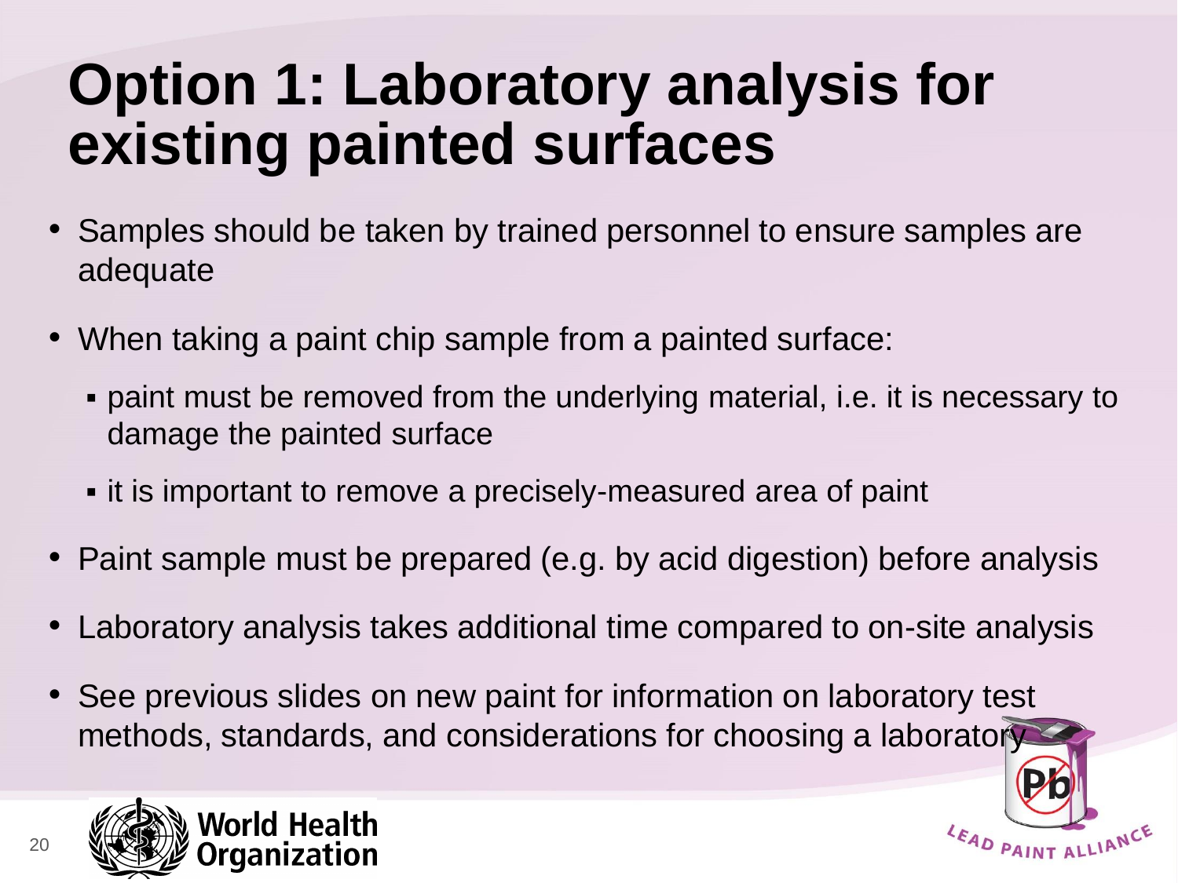# Option 1: Laboratory analysis for existing painted surfaces

- Samples should be taken by trained personnel to ensure samples are adequate
- When taking a paint chip sample from a painted surface:
  - paint must be removed from the underlying material, i.e. it is necessary to damage the painted surface
  - it is important to remove a precisely-measured area of paint
- Paint sample must be prepared (e.g. by acid digestion) before analysis
- Laboratory analysis takes additional time compared to on-site analysis
- See previous slides on new paint for information on laboratory test methods, standards, and considerations for choosing a laboratory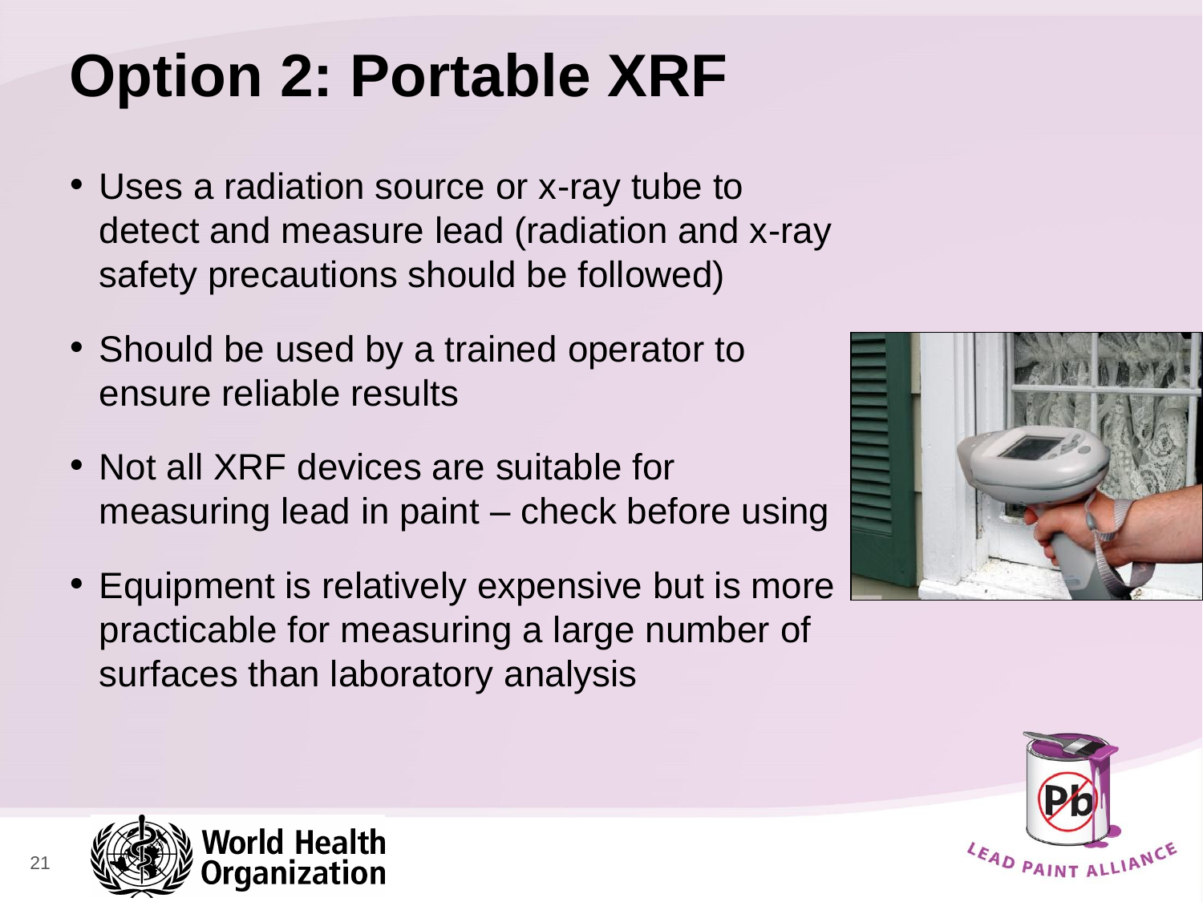# Option 2: Portable XRF

- Uses a radiation source or x-ray tube to detect and measure lead (radiation and x-ray safety precautions should be followed)
- Should be used by a trained operator to ensure reliable results
- Not all XRF devices are suitable for measuring lead in paint – check before using
- Equipment is relatively expensive but is more practicable for measuring a large number of surfaces than laboratory analysis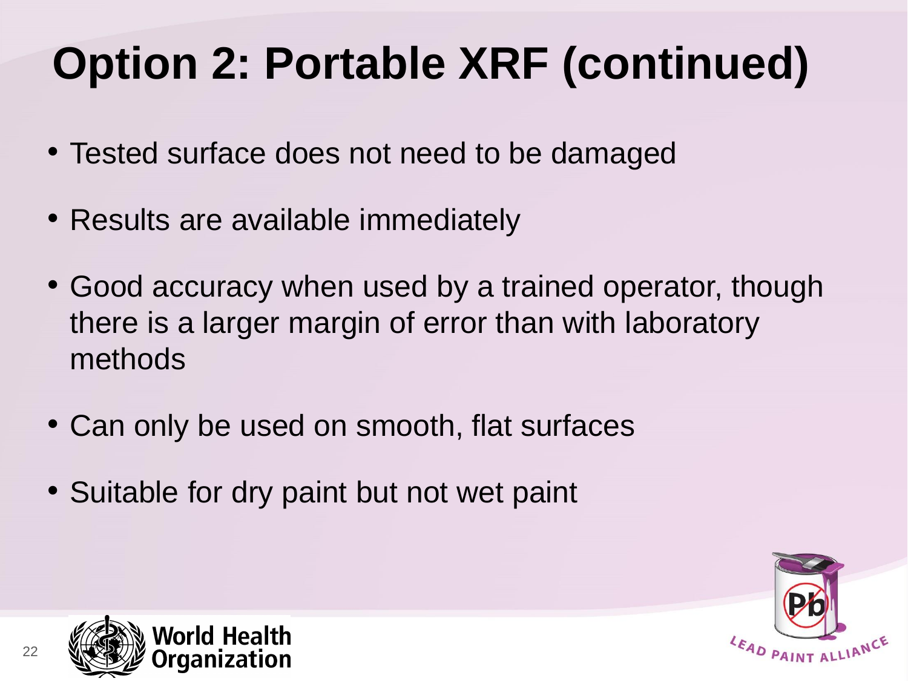# Option 2: Portable XRF (continued)

- Tested surface does not need to be damaged
- Results are available immediately
- Good accuracy when used by a trained operator, though there is a larger margin of error than with laboratory methods
- Can only be used on smooth, flat surfaces
- Suitable for dry paint but not wet paint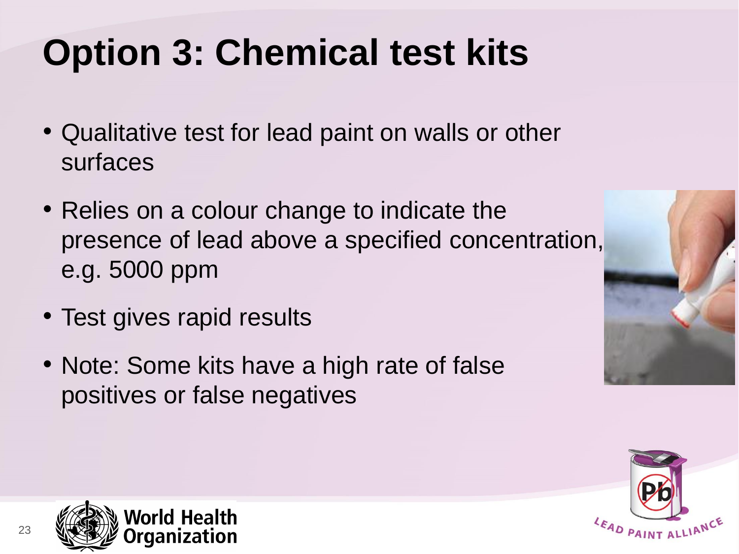# Option 3: Chemical test kits

- Qualitative test for lead paint on walls or other surfaces
- Relies on a colour change to indicate the presence of lead above a specified concentration, e.g. 5000 ppm
- Test gives rapid results
- Note: Some kits have a high rate of false positives or false negatives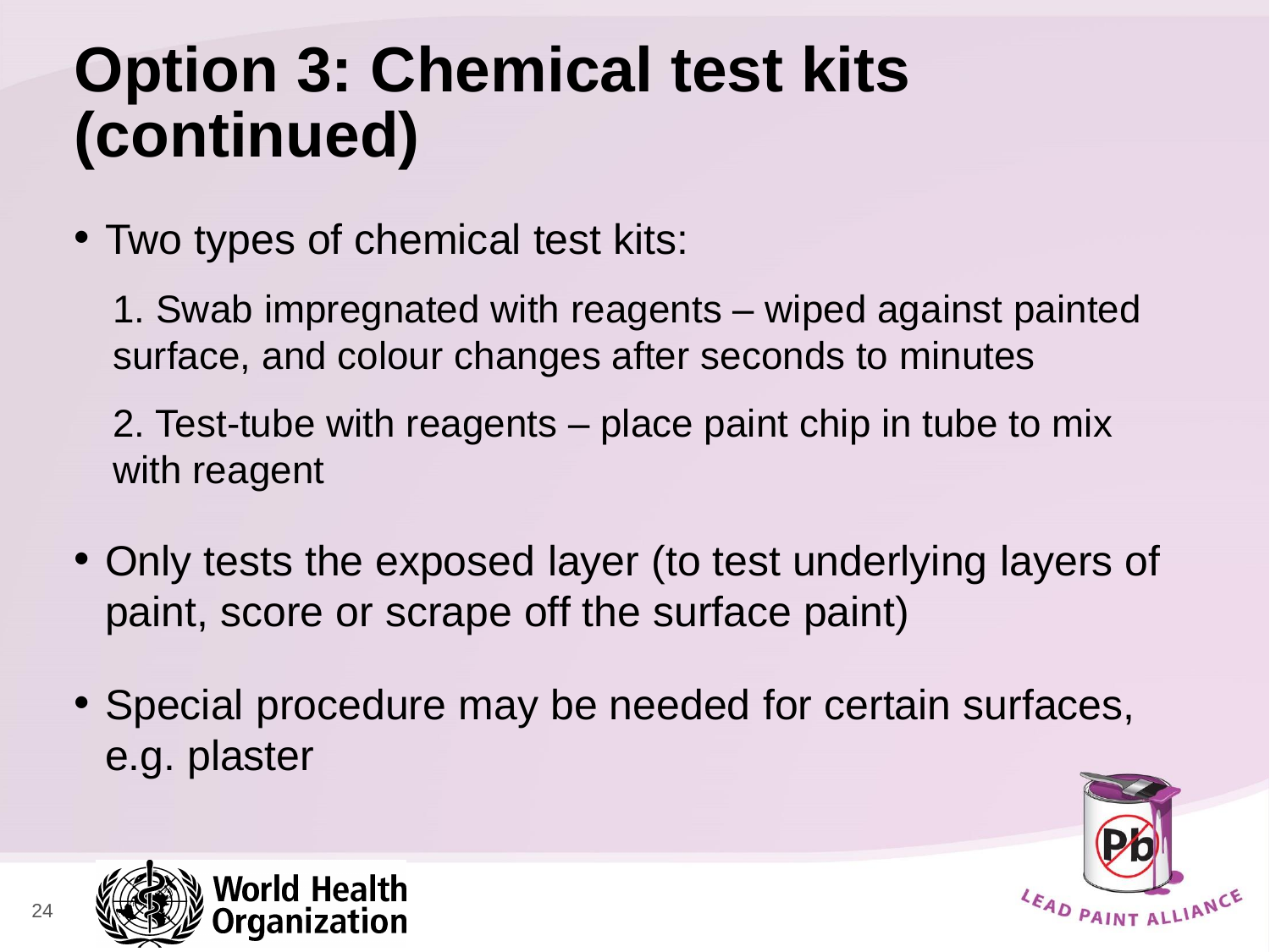# Option 3: Chemical test kits (continued)

- Two types of chemical test kits:

  1. Swab impregnated with reagents – wiped against painted surface, and colour changes after seconds to minutes

  2. Test-tube with reagents – place paint chip in tube to mix with reagent

- Only tests the exposed layer (to test underlying layers of paint, score or scrape off the surface paint)

- Special procedure may be needed for certain surfaces, e.g. plaster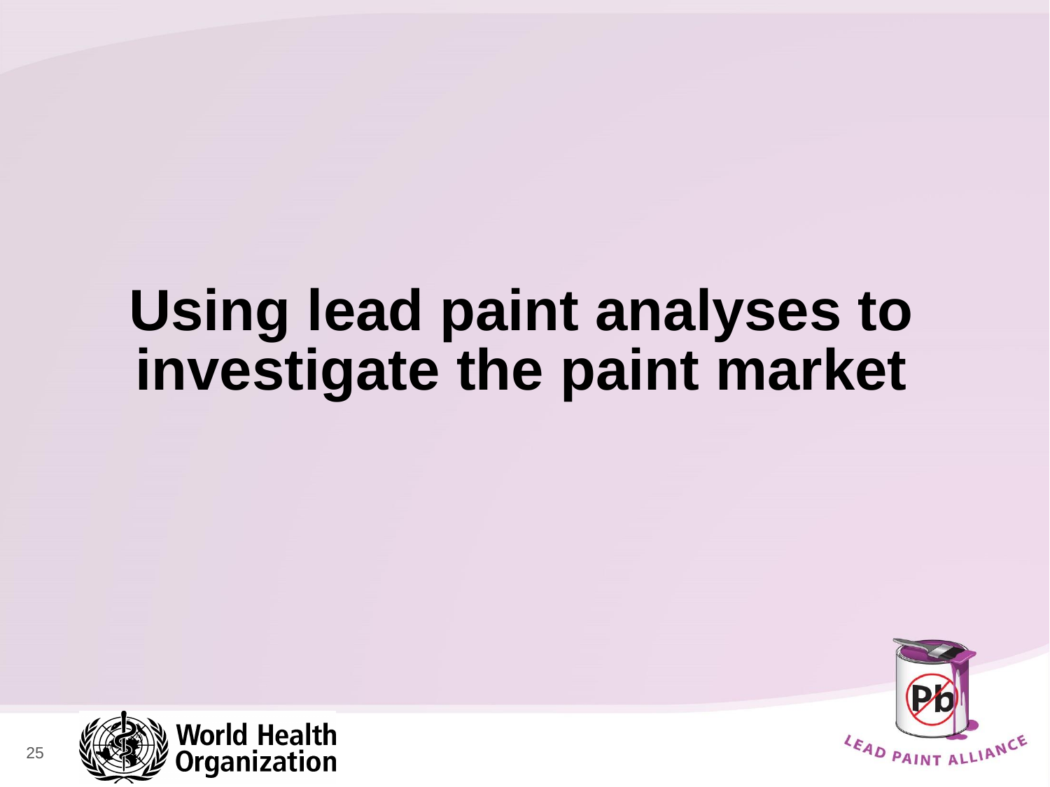# Using lead paint analyses to investigate the paint market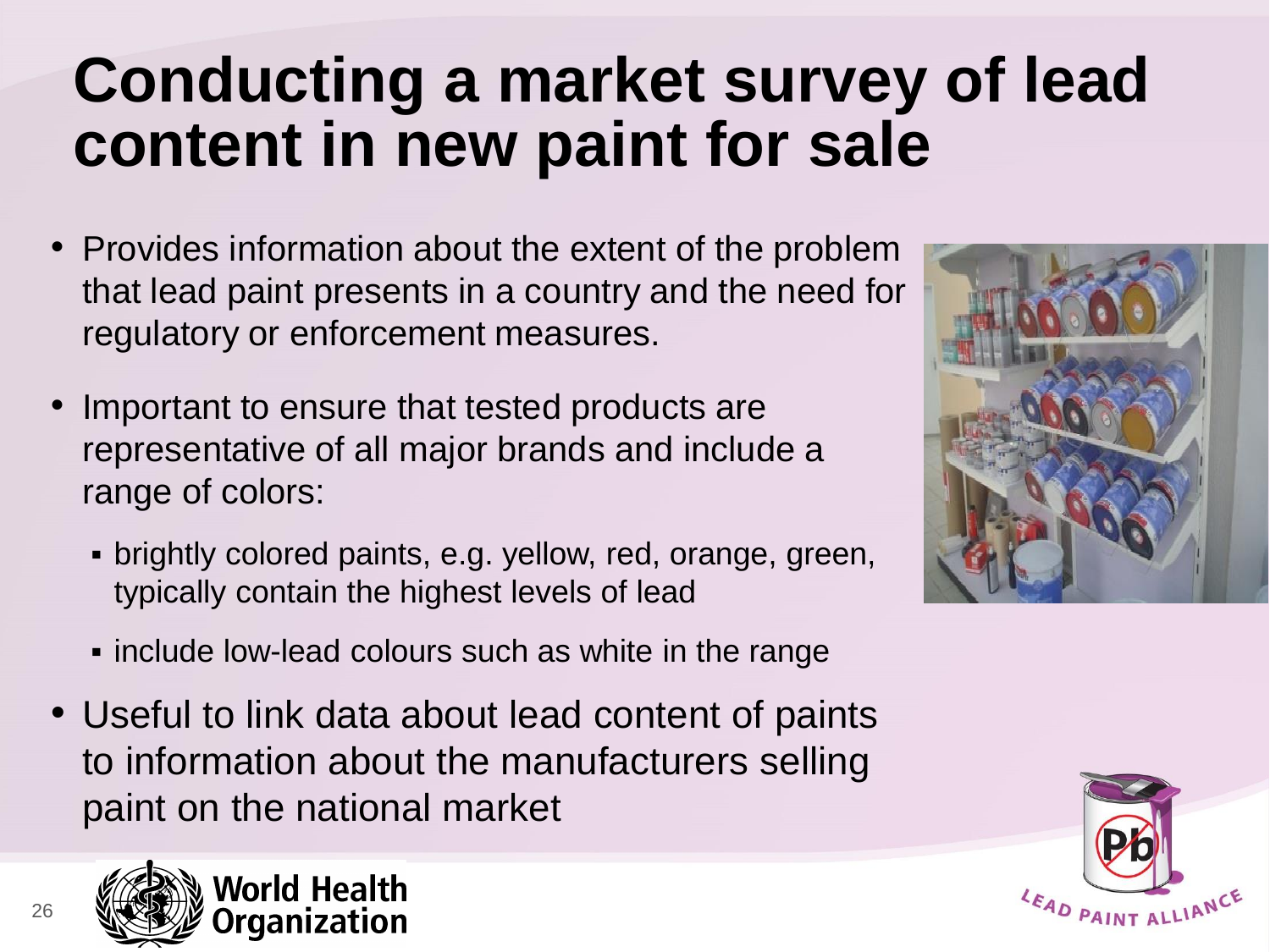# Conducting a market survey of lead content in new paint for sale

- Provides information about the extent of the problem that lead paint presents in a country and the need for regulatory or enforcement measures.
- Important to ensure that tested products are representative of all major brands and include a range of colors:
  - brightly colored paints, e.g. yellow, red, orange, green, typically contain the highest levels of lead
  - include low-lead colours such as white in the range
- Useful to link data about lead content of paints to information about the manufacturers selling paint on the national market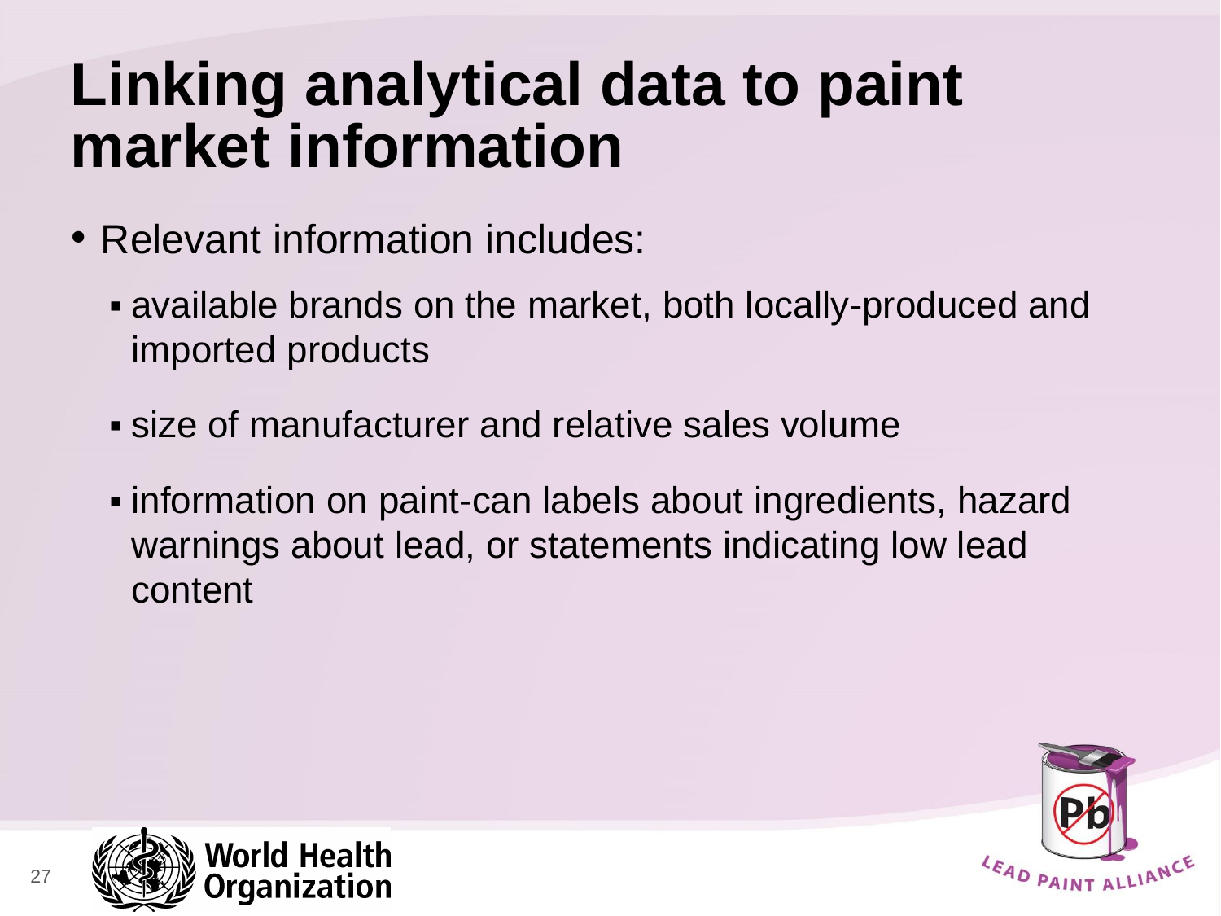# Linking analytical data to paint market information

- Relevant information includes:
  - available brands on the market, both locally-produced and imported products
  - size of manufacturer and relative sales volume
  - information on paint-can labels about ingredients, hazard warnings about lead, or statements indicating low lead content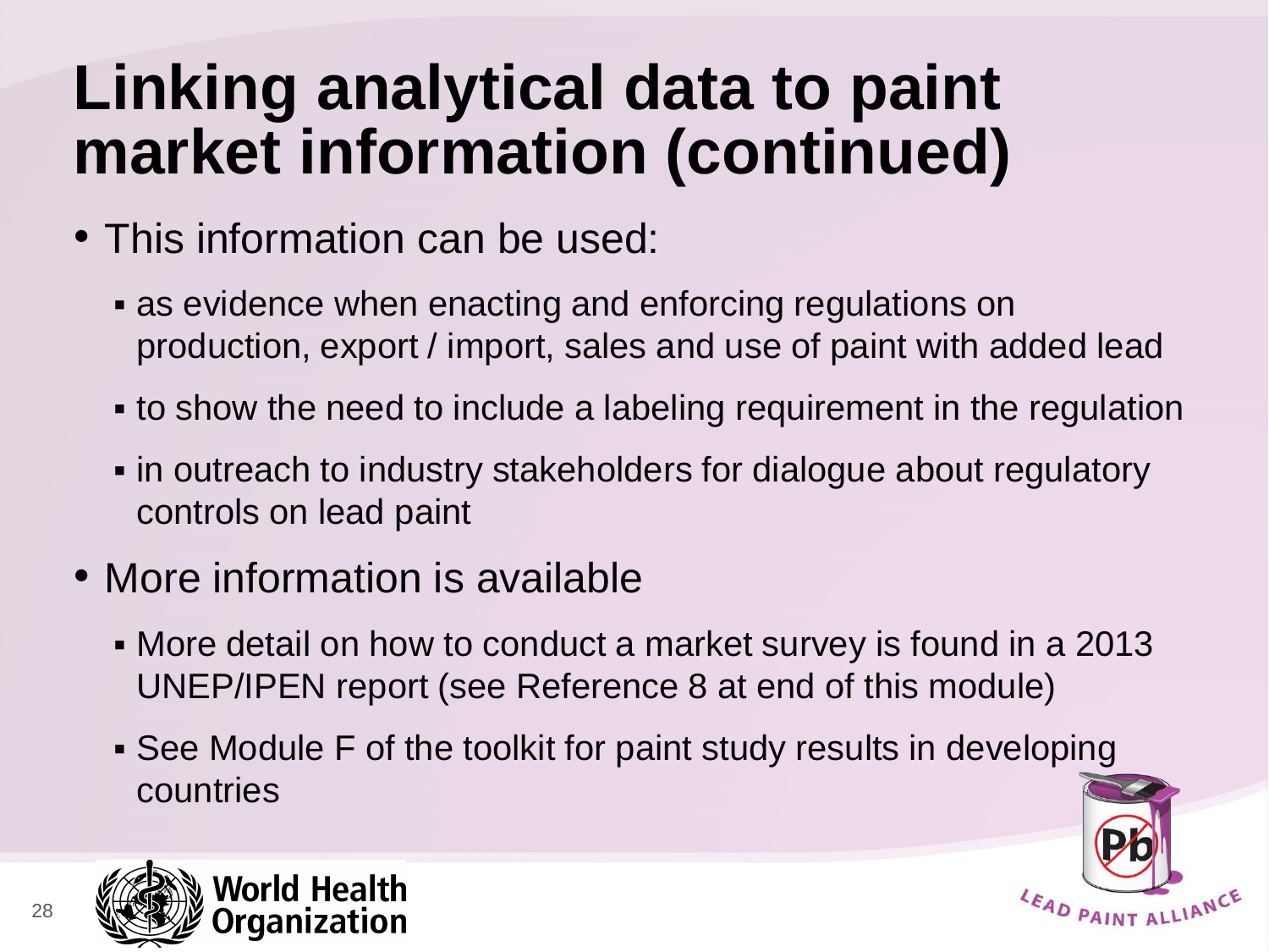# Linking analytical data to paint market information (continued)

- This information can be used:
  - as evidence when enacting and enforcing regulations on production, export / import, sales and use of paint with added lead
  - to show the need to include a labeling requirement in the regulation
  - in outreach to industry stakeholders for dialogue about regulatory controls on lead paint
- More information is available
  - More detail on how to conduct a market survey is found in a 2013 UNEP/IPEN report (see Reference 8 at end of this module)
  - See Module F of the toolkit for paint study results in developing countries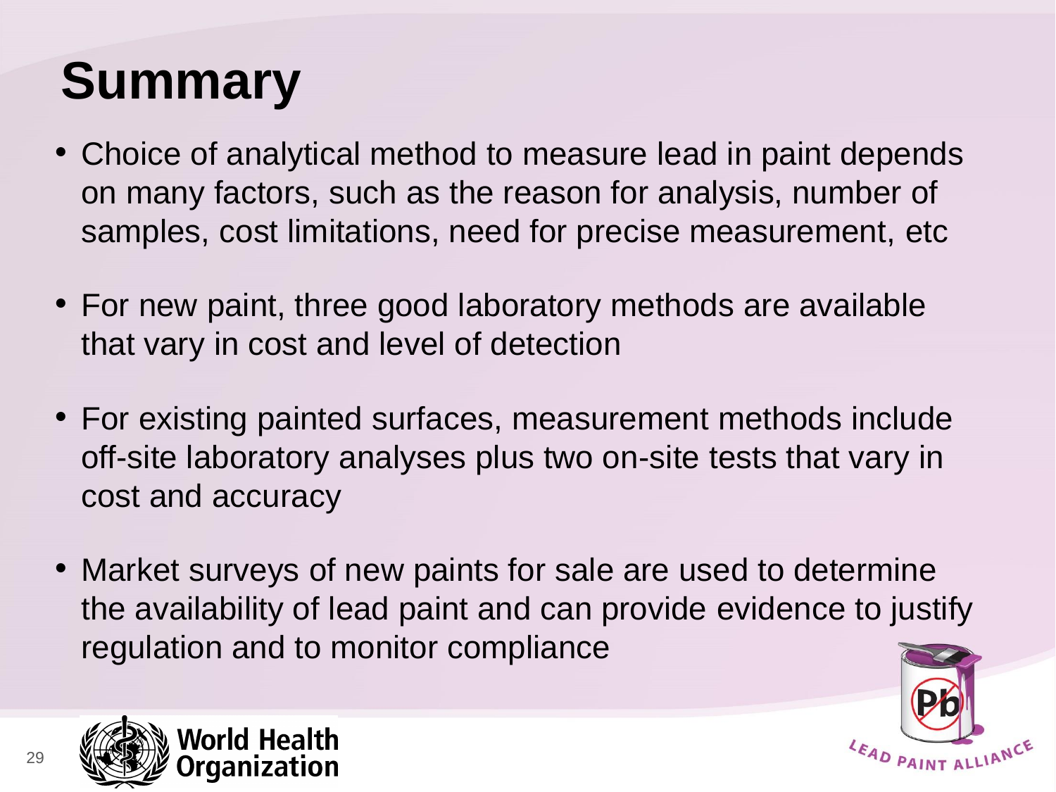# Summary

- Choice of analytical method to measure lead in paint depends on many factors, such as the reason for analysis, number of samples, cost limitations, need for precise measurement, etc
- For new paint, three good laboratory methods are available that vary in cost and level of detection
- For existing painted surfaces, measurement methods include off-site laboratory analyses plus two on-site tests that vary in cost and accuracy
- Market surveys of new paints for sale are used to determine the availability of lead paint and can provide evidence to justify regulation and to monitor compliance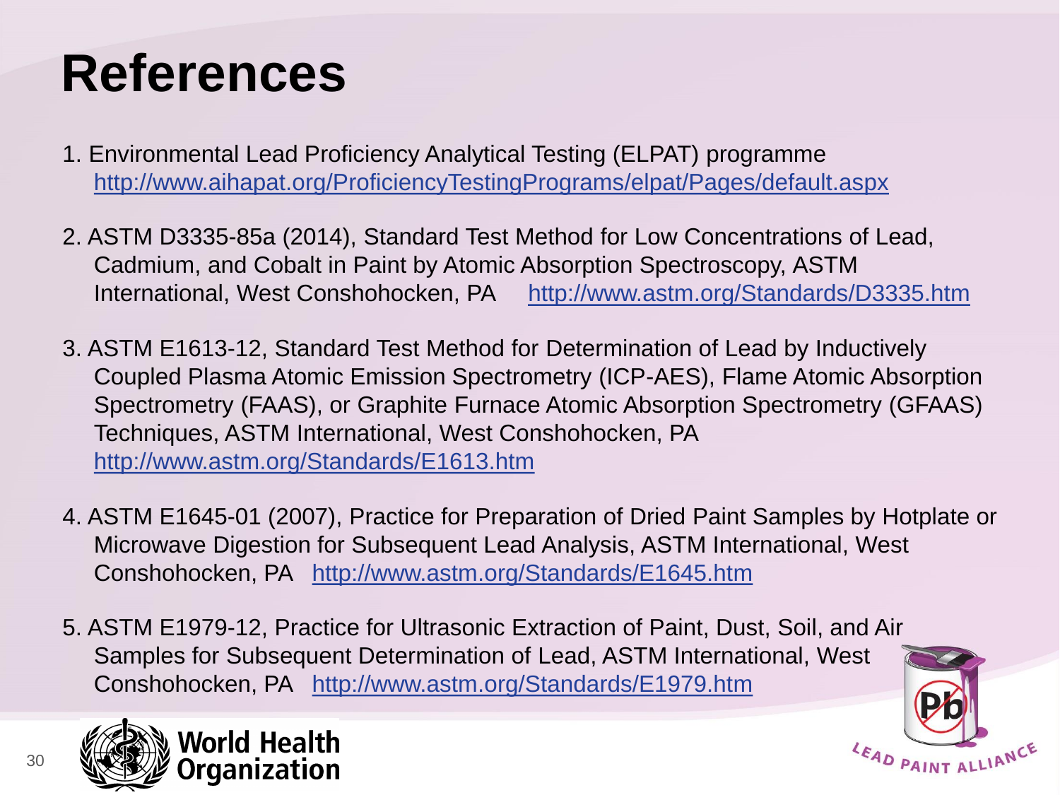# References

1. Environmental Lead Proficiency Analytical Testing (ELPAT) programme http://www.aihapat.org/ProficiencyTestingPrograms/elpat/Pages/default.aspx

2. ASTM D3335-85a (2014), Standard Test Method for Low Concentrations of Lead, Cadmium, and Cobalt in Paint by Atomic Absorption Spectroscopy, ASTM International, West Conshohocken, PA http://www.astm.org/Standards/D3335.htm

3. ASTM E1613-12, Standard Test Method for Determination of Lead by Inductively Coupled Plasma Atomic Emission Spectrometry (ICP-AES), Flame Atomic Absorption Spectrometry (FAAS), or Graphite Furnace Atomic Absorption Spectrometry (GFAAS) Techniques, ASTM International, West Conshohocken, PA http://www.astm.org/Standards/E1613.htm

4. ASTM E1645-01 (2007), Practice for Preparation of Dried Paint Samples by Hotplate or Microwave Digestion for Subsequent Lead Analysis, ASTM International, West Conshohocken, PA http://www.astm.org/Standards/E1645.htm

5. ASTM E1979-12, Practice for Ultrasonic Extraction of Paint, Dust, Soil, and Air Samples for Subsequent Determination of Lead, ASTM International, West Conshohocken, PA http://www.astm.org/Standards/E1979.htm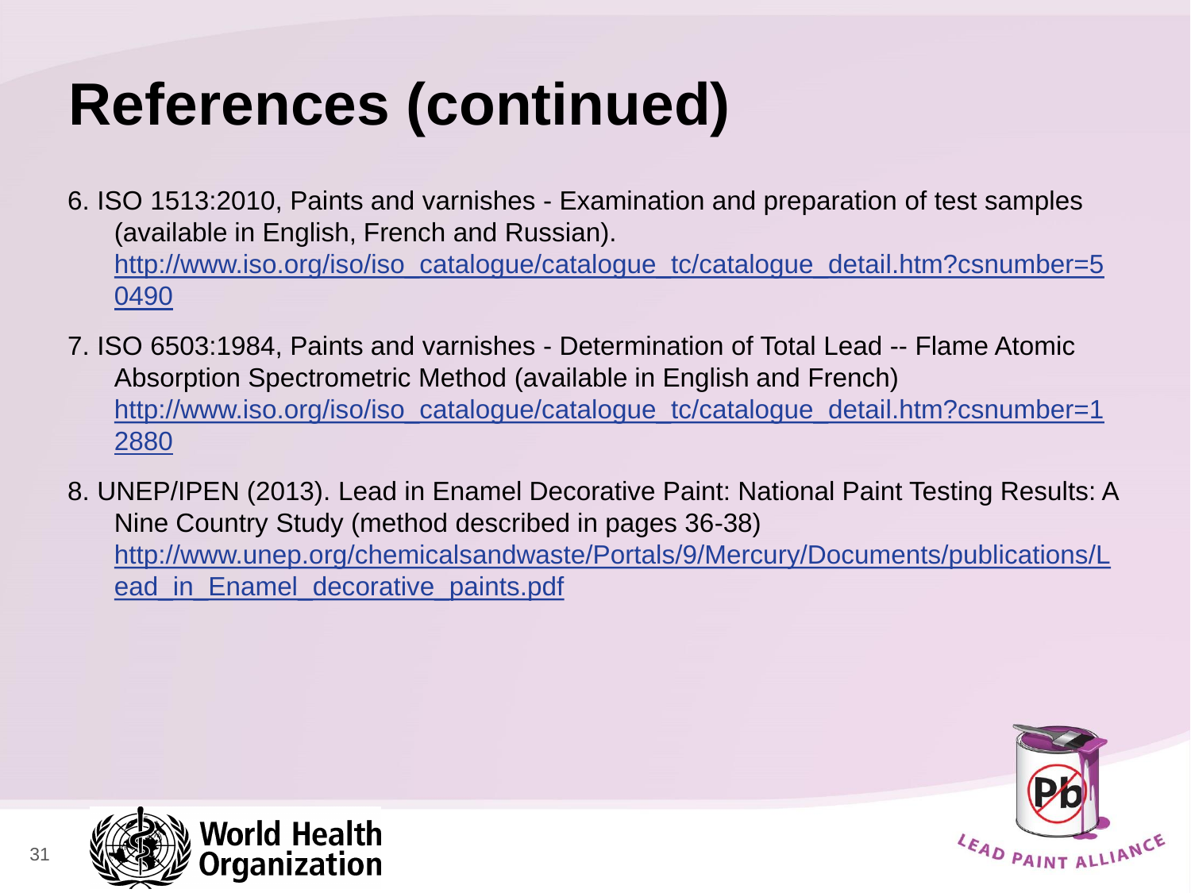# References (continued)

6. ISO 1513:2010, Paints and varnishes - Examination and preparation of test samples (available in English, French and Russian). http://www.iso.org/iso/iso_catalogue/catalogue_tc/catalogue_detail.htm?csnumber=50490

7. ISO 6503:1984, Paints and varnishes - Determination of Total Lead -- Flame Atomic Absorption Spectrometric Method (available in English and French) http://www.iso.org/iso/iso_catalogue/catalogue_tc/catalogue_detail.htm?csnumber=12880

8. UNEP/IPEN (2013). Lead in Enamel Decorative Paint: National Paint Testing Results: A Nine Country Study (method described in pages 36-38) http://www.unep.org/chemicalsandwaste/Portals/9/Mercury/Documents/publications/Lead_in_Enamel_decorative_paints.pdf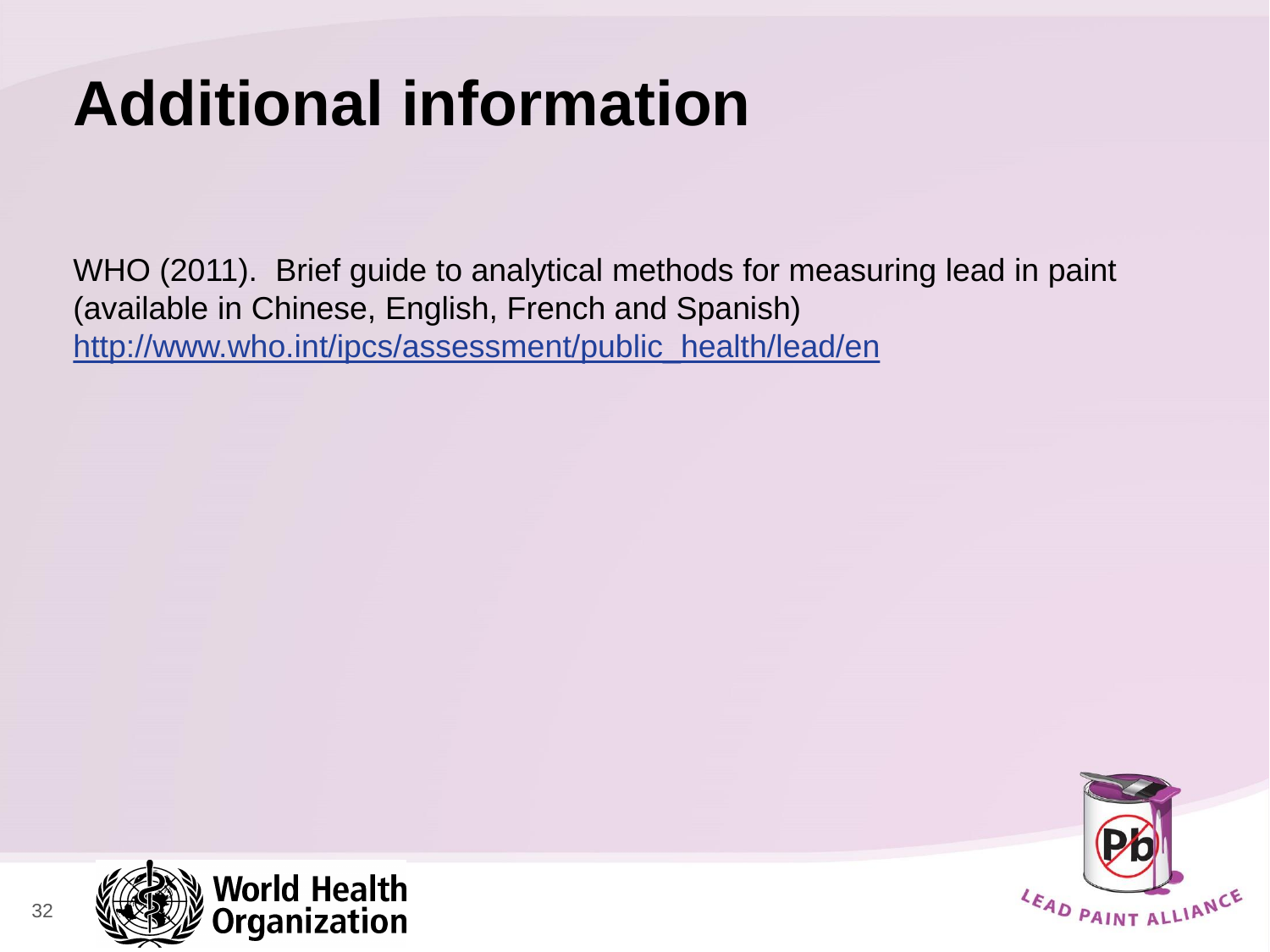# Additional information

WHO (2011). Brief guide to analytical methods for measuring lead in paint (available in Chinese, English, French and Spanish)
http://www.who.int/ipcs/assessment/public_health/lead/en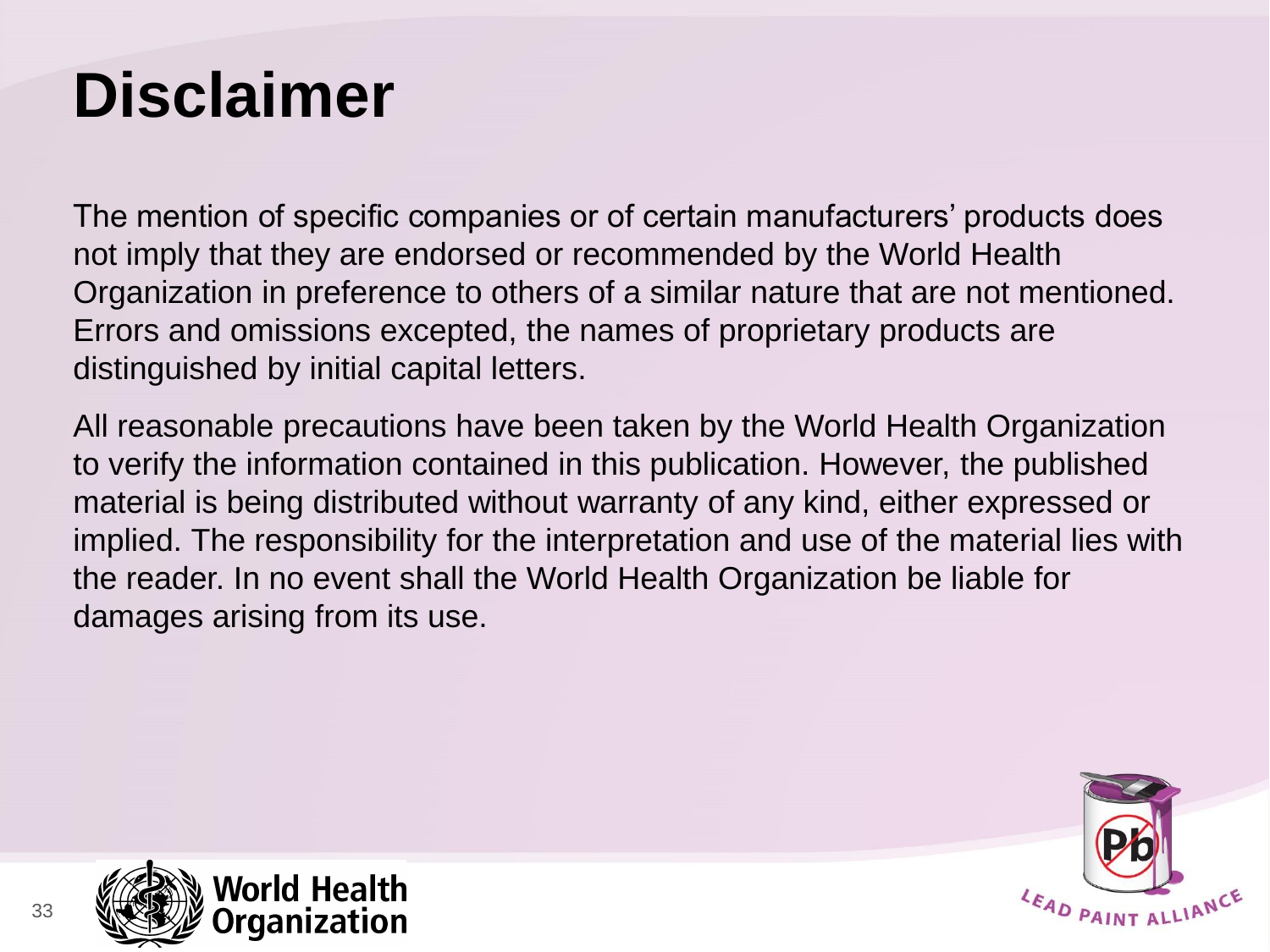# Disclaimer

The mention of specific companies or of certain manufacturers' products does not imply that they are endorsed or recommended by the World Health Organization in preference to others of a similar nature that are not mentioned. Errors and omissions excepted, the names of proprietary products are distinguished by initial capital letters.

All reasonable precautions have been taken by the World Health Organization to verify the information contained in this publication. However, the published material is being distributed without warranty of any kind, either expressed or implied. The responsibility for the interpretation and use of the material lies with the reader. In no event shall the World Health Organization be liable for damages arising from its use.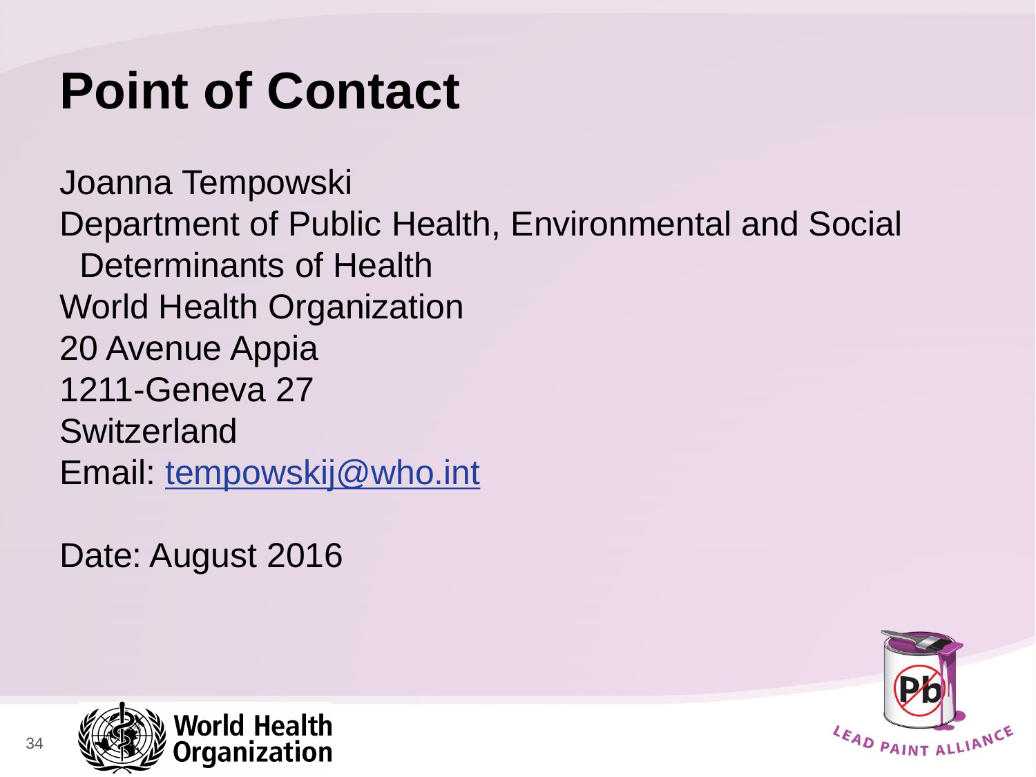# Point of Contact

Joanna Tempowski
Department of Public Health, Environmental and Social Determinants of Health
World Health Organization
20 Avenue Appia
1211-Geneva 27
Switzerland
Email: tempowskij@who.int

Date: August 2016